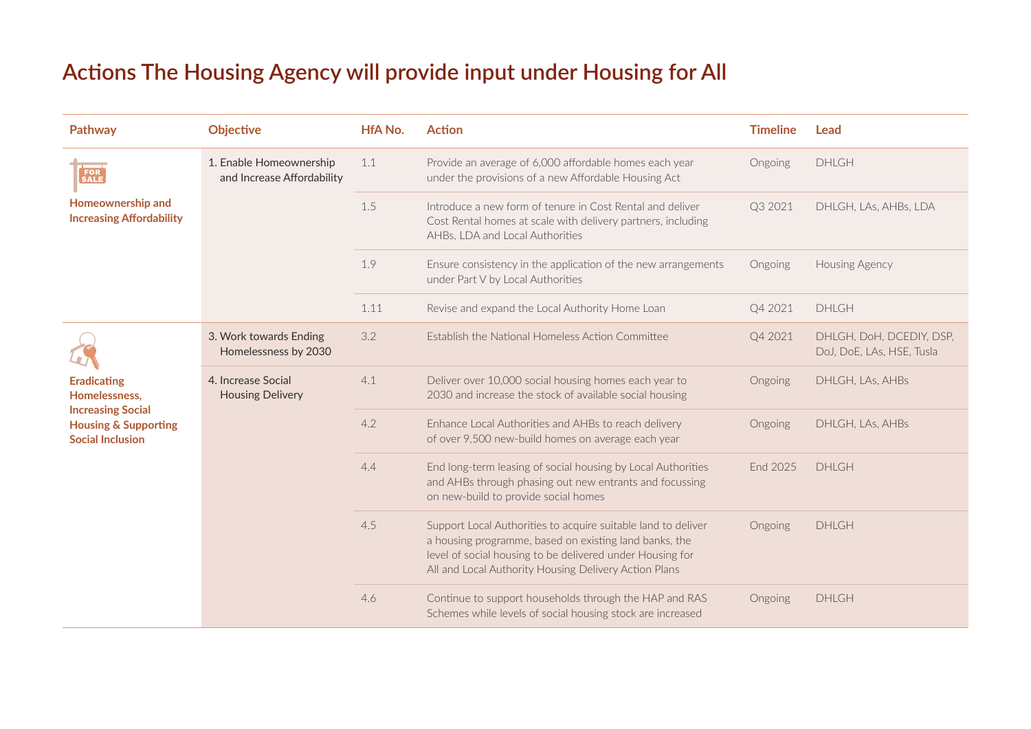# Actions The Housing Agency will provide input under Housing for All

| Pathway | Objective | HfA No. | Action | Timeline | Lead |
|---|---|---|---|---|---|
| **Homeownership and Increasing Affordability** | 1. Enable Homeownership and Increase Affordability | 1.1 | Provide an average of 6,000 affordable homes each year under the provisions of a new Affordable Housing Act | Ongoing | DHLGH |
| | | 1.5 | Introduce a new form of tenure in Cost Rental and deliver Cost Rental homes at scale with delivery partners, including AHBs, LDA and Local Authorities | Q3 2021 | DHLGH, LAs, AHBs, LDA |
| | | 1.9 | Ensure consistency in the application of the new arrangements under Part V by Local Authorities | Ongoing | Housing Agency |
| | | 1.11 | Revise and expand the Local Authority Home Loan | Q4 2021 | DHLGH |
| **Eradicating Homelessness, Increasing Social Housing & Supporting Social Inclusion** | 3. Work towards Ending Homelessness by 2030 | 3.2 | Establish the National Homeless Action Committee | Q4 2021 | DHLGH, DoH, DCEDIY, DSP, DoJ, DoE, LAs, HSE, Tusla |
| | 4. Increase Social Housing Delivery | 4.1 | Deliver over 10,000 social housing homes each year to 2030 and increase the stock of available social housing | Ongoing | DHLGH, LAs, AHBs |
| | | 4.2 | Enhance Local Authorities and AHBs to reach delivery of over 9,500 new-build homes on average each year | Ongoing | DHLGH, LAs, AHBs |
| | | 4.4 | End long-term leasing of social housing by Local Authorities and AHBs through phasing out new entrants and focussing on new-build to provide social homes | End 2025 | DHLGH |
| | | 4.5 | Support Local Authorities to acquire suitable land to deliver a housing programme, based on existing land banks, the level of social housing to be delivered under Housing for All and Local Authority Housing Delivery Action Plans | Ongoing | DHLGH |
| | | 4.6 | Continue to support households through the HAP and RAS Schemes while levels of social housing stock are increased | Ongoing | DHLGH |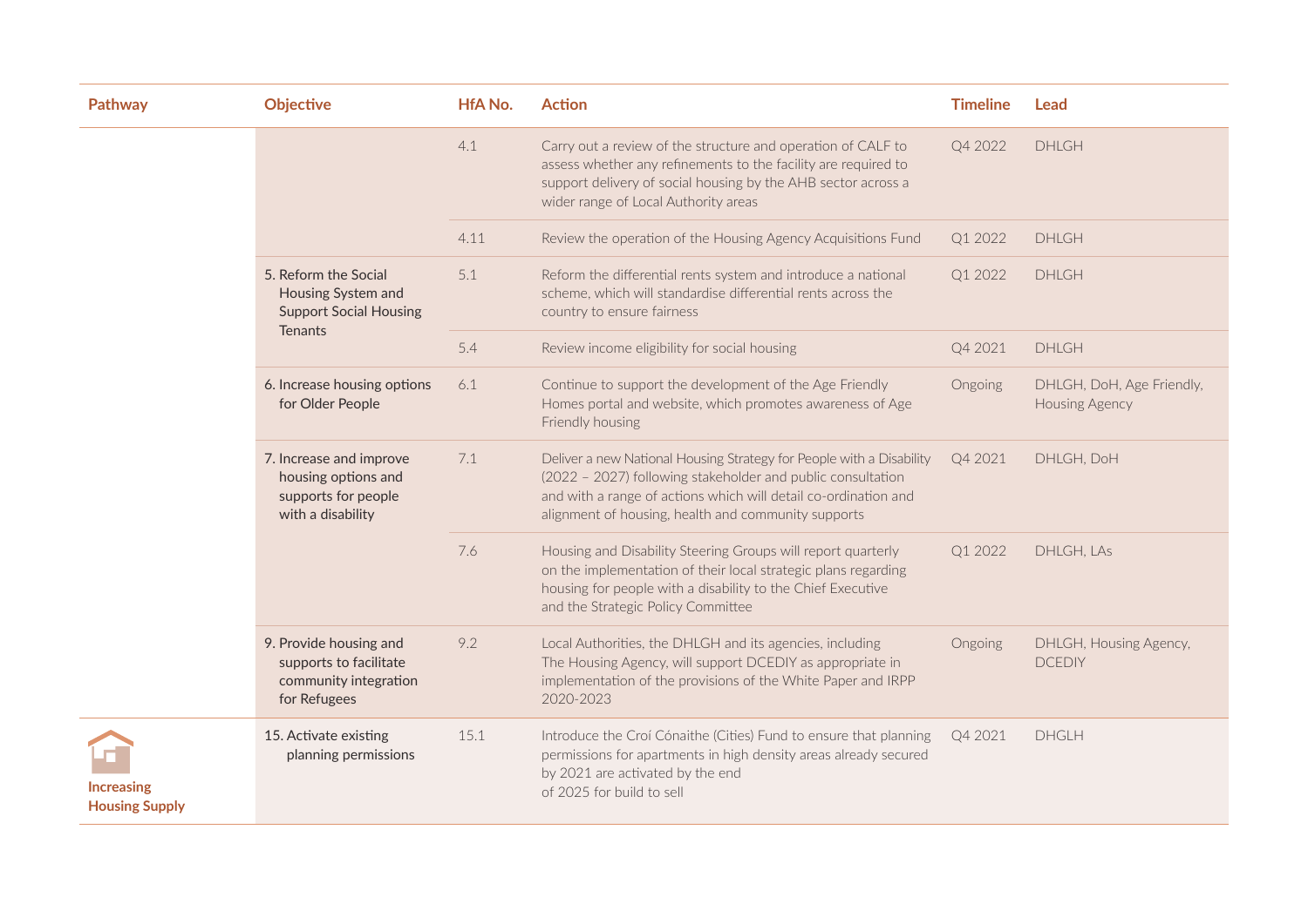| Pathway | Objective | HfA No. | Action | Timeline | Lead |
|---|---|---|---|---|---|
| | | 4.1 | Carry out a review of the structure and operation of CALF to assess whether any refinements to the facility are required to support delivery of social housing by the AHB sector across a wider range of Local Authority areas | Q4 2022 | DHLGH |
| | | 4.11 | Review the operation of the Housing Agency Acquisitions Fund | Q1 2022 | DHLGH |
| | 5. Reform the Social Housing System and Support Social Housing Tenants | 5.1 | Reform the differential rents system and introduce a national scheme, which will standardise differential rents across the country to ensure fairness | Q1 2022 | DHLGH |
| | | 5.4 | Review income eligibility for social housing | Q4 2021 | DHLGH |
| | 6. Increase housing options for Older People | 6.1 | Continue to support the development of the Age Friendly Homes portal and website, which promotes awareness of Age Friendly housing | Ongoing | DHLGH, DoH, Age Friendly, Housing Agency |
| | 7. Increase and improve housing options and supports for people with a disability | 7.1 | Deliver a new National Housing Strategy for People with a Disability (2022 – 2027) following stakeholder and public consultation and with a range of actions which will detail co-ordination and alignment of housing, health and community supports | Q4 2021 | DHLGH, DoH |
| | | 7.6 | Housing and Disability Steering Groups will report quarterly on the implementation of their local strategic plans regarding housing for people with a disability to the Chief Executive and the Strategic Policy Committee | Q1 2022 | DHLGH, LAs |
| | 9. Provide housing and supports to facilitate community integration for Refugees | 9.2 | Local Authorities, the DHLGH and its agencies, including The Housing Agency, will support DCEDIY as appropriate in implementation of the provisions of the White Paper and IRPP 2020-2023 | Ongoing | DHLGH, Housing Agency, DCEDIY |
| Increasing Housing Supply | 15. Activate existing planning permissions | 15.1 | Introduce the Croí Cónaithe (Cities) Fund to ensure that planning permissions for apartments in high density areas already secured by 2021 are activated by the end of 2025 for build to sell | Q4 2021 | DHGLH |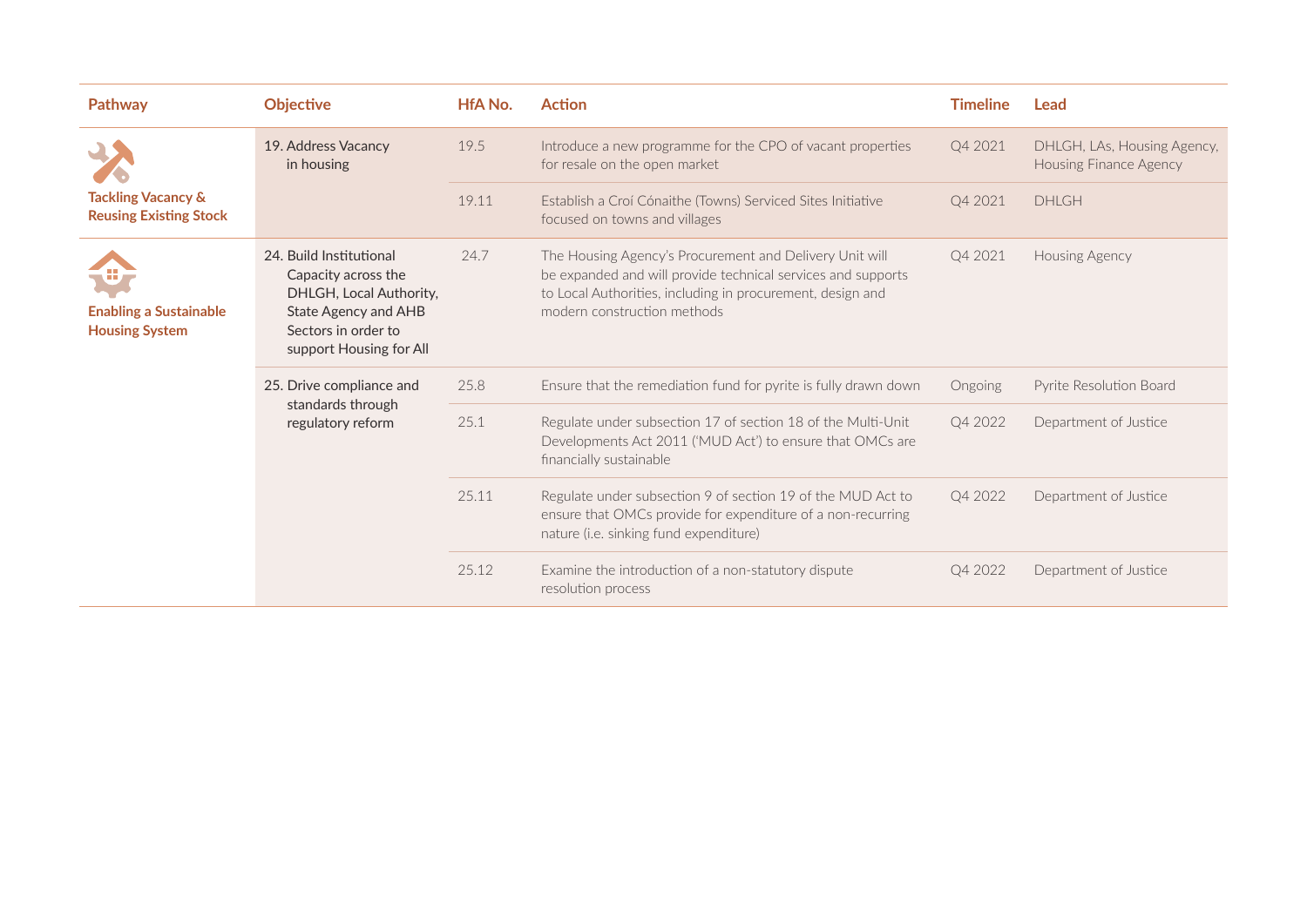| Pathway | Objective | HfA No. | Action | Timeline | Lead |
|---|---|---|---|---|---|
| **Tackling Vacancy & Reusing Existing Stock** | 19. Address Vacancy in housing | 19.5 | Introduce a new programme for the CPO of vacant properties for resale on the open market | Q4 2021 | DHLGH, LAs, Housing Agency, Housing Finance Agency |
| | | 19.11 | Establish a Croí Cónaithe (Towns) Serviced Sites Initiative focused on towns and villages | Q4 2021 | DHLGH |
| **Enabling a Sustainable Housing System** | 24. Build Institutional Capacity across the DHLGH, Local Authority, State Agency and AHB Sectors in order to support Housing for All | 24.7 | The Housing Agency's Procurement and Delivery Unit will be expanded and will provide technical services and supports to Local Authorities, including in procurement, design and modern construction methods | Q4 2021 | Housing Agency |
| | 25. Drive compliance and standards through regulatory reform | 25.8 | Ensure that the remediation fund for pyrite is fully drawn down | Ongoing | Pyrite Resolution Board |
| | | 25.1 | Regulate under subsection 17 of section 18 of the Multi-Unit Developments Act 2011 ('MUD Act') to ensure that OMCs are financially sustainable | Q4 2022 | Department of Justice |
| | | 25.11 | Regulate under subsection 9 of section 19 of the MUD Act to ensure that OMCs provide for expenditure of a non-recurring nature (i.e. sinking fund expenditure) | Q4 2022 | Department of Justice |
| | | 25.12 | Examine the introduction of a non-statutory dispute resolution process | Q4 2022 | Department of Justice |